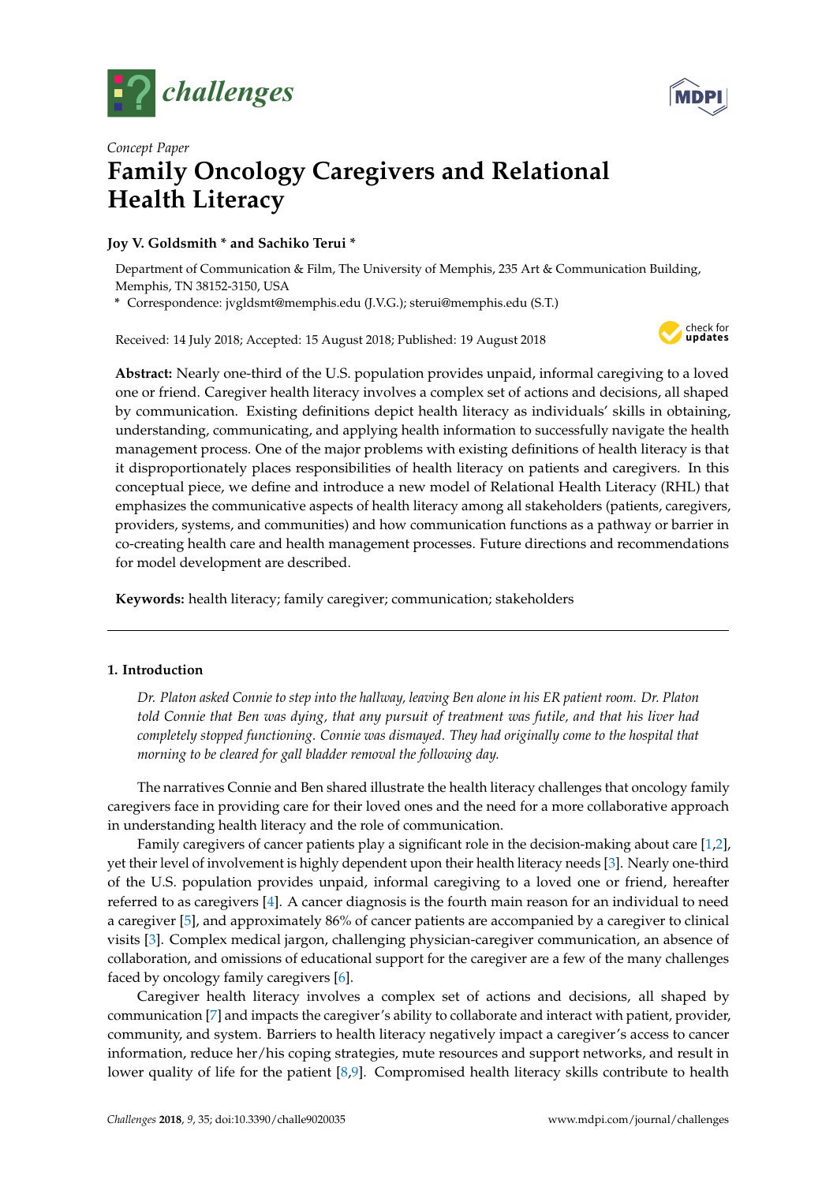*Concept Paper*

# Family Oncology Caregivers and Relational Health Literacy

**Joy V. Goldsmith * and Sachiko Terui ***

Department of Communication & Film, The University of Memphis, 235 Art & Communication Building, Memphis, TN 38152-3150, USA

* Correspondence: jvgldsmt@memphis.edu (J.V.G.); sterui@memphis.edu (S.T.)

Received: 14 July 2018; Accepted: 15 August 2018; Published: 19 August 2018

**Abstract:** Nearly one-third of the U.S. population provides unpaid, informal caregiving to a loved one or friend. Caregiver health literacy involves a complex set of actions and decisions, all shaped by communication. Existing definitions depict health literacy as individuals' skills in obtaining, understanding, communicating, and applying health information to successfully navigate the health management process. One of the major problems with existing definitions of health literacy is that it disproportionately places responsibilities of health literacy on patients and caregivers. In this conceptual piece, we define and introduce a new model of Relational Health Literacy (RHL) that emphasizes the communicative aspects of health literacy among all stakeholders (patients, caregivers, providers, systems, and communities) and how communication functions as a pathway or barrier in co-creating health care and health management processes. Future directions and recommendations for model development are described.

**Keywords:** health literacy; family caregiver; communication; stakeholders

## 1. Introduction

*Dr. Platon asked Connie to step into the hallway, leaving Ben alone in his ER patient room. Dr. Platon told Connie that Ben was dying, that any pursuit of treatment was futile, and that his liver had completely stopped functioning. Connie was dismayed. They had originally come to the hospital that morning to be cleared for gall bladder removal the following day.*

The narratives Connie and Ben shared illustrate the health literacy challenges that oncology family caregivers face in providing care for their loved ones and the need for a more collaborative approach in understanding health literacy and the role of communication.

Family caregivers of cancer patients play a significant role in the decision-making about care [1,2], yet their level of involvement is highly dependent upon their health literacy needs [3]. Nearly one-third of the U.S. population provides unpaid, informal caregiving to a loved one or friend, hereafter referred to as caregivers [4]. A cancer diagnosis is the fourth main reason for an individual to need a caregiver [5], and approximately 86% of cancer patients are accompanied by a caregiver to clinical visits [3]. Complex medical jargon, challenging physician-caregiver communication, an absence of collaboration, and omissions of educational support for the caregiver are a few of the many challenges faced by oncology family caregivers [6].

Caregiver health literacy involves a complex set of actions and decisions, all shaped by communication [7] and impacts the caregiver's ability to collaborate and interact with patient, provider, community, and system. Barriers to health literacy negatively impact a caregiver's access to cancer information, reduce her/his coping strategies, mute resources and support networks, and result in lower quality of life for the patient [8,9]. Compromised health literacy skills contribute to health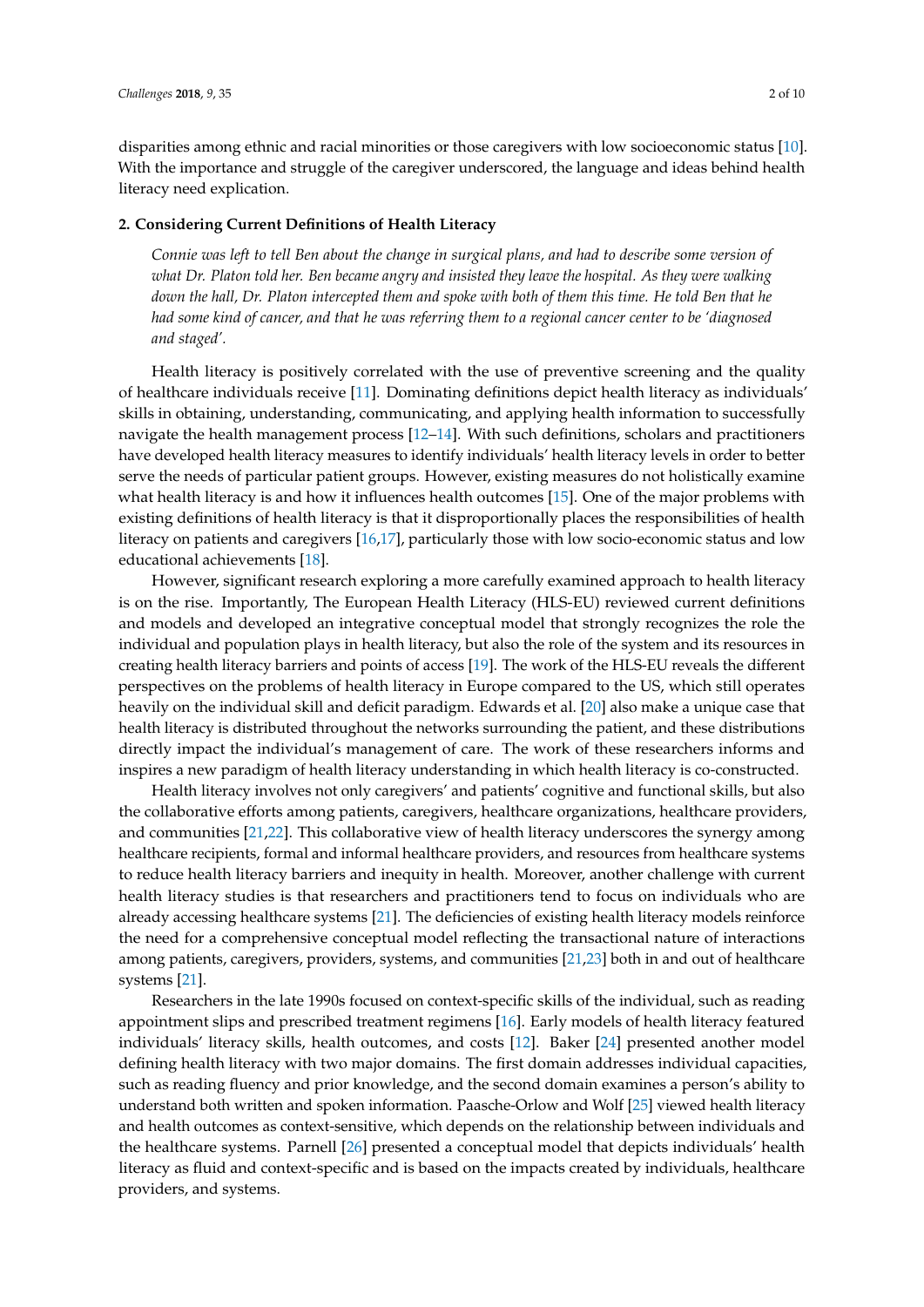disparities among ethnic and racial minorities or those caregivers with low socioeconomic status [10]. With the importance and struggle of the caregiver underscored, the language and ideas behind health literacy need explication.

## 2. Considering Current Definitions of Health Literacy

*Connie was left to tell Ben about the change in surgical plans, and had to describe some version of what Dr. Platon told her. Ben became angry and insisted they leave the hospital. As they were walking down the hall, Dr. Platon intercepted them and spoke with both of them this time. He told Ben that he had some kind of cancer, and that he was referring them to a regional cancer center to be 'diagnosed and staged'.*

Health literacy is positively correlated with the use of preventive screening and the quality of healthcare individuals receive [11]. Dominating definitions depict health literacy as individuals' skills in obtaining, understanding, communicating, and applying health information to successfully navigate the health management process [12–14]. With such definitions, scholars and practitioners have developed health literacy measures to identify individuals' health literacy levels in order to better serve the needs of particular patient groups. However, existing measures do not holistically examine what health literacy is and how it influences health outcomes [15]. One of the major problems with existing definitions of health literacy is that it disproportionally places the responsibilities of health literacy on patients and caregivers [16,17], particularly those with low socio-economic status and low educational achievements [18].

However, significant research exploring a more carefully examined approach to health literacy is on the rise. Importantly, The European Health Literacy (HLS-EU) reviewed current definitions and models and developed an integrative conceptual model that strongly recognizes the role the individual and population plays in health literacy, but also the role of the system and its resources in creating health literacy barriers and points of access [19]. The work of the HLS-EU reveals the different perspectives on the problems of health literacy in Europe compared to the US, which still operates heavily on the individual skill and deficit paradigm. Edwards et al. [20] also make a unique case that health literacy is distributed throughout the networks surrounding the patient, and these distributions directly impact the individual's management of care. The work of these researchers informs and inspires a new paradigm of health literacy understanding in which health literacy is co-constructed.

Health literacy involves not only caregivers' and patients' cognitive and functional skills, but also the collaborative efforts among patients, caregivers, healthcare organizations, healthcare providers, and communities [21,22]. This collaborative view of health literacy underscores the synergy among healthcare recipients, formal and informal healthcare providers, and resources from healthcare systems to reduce health literacy barriers and inequity in health. Moreover, another challenge with current health literacy studies is that researchers and practitioners tend to focus on individuals who are already accessing healthcare systems [21]. The deficiencies of existing health literacy models reinforce the need for a comprehensive conceptual model reflecting the transactional nature of interactions among patients, caregivers, providers, systems, and communities [21,23] both in and out of healthcare systems [21].

Researchers in the late 1990s focused on context-specific skills of the individual, such as reading appointment slips and prescribed treatment regimens [16]. Early models of health literacy featured individuals' literacy skills, health outcomes, and costs [12]. Baker [24] presented another model defining health literacy with two major domains. The first domain addresses individual capacities, such as reading fluency and prior knowledge, and the second domain examines a person's ability to understand both written and spoken information. Paasche-Orlow and Wolf [25] viewed health literacy and health outcomes as context-sensitive, which depends on the relationship between individuals and the healthcare systems. Parnell [26] presented a conceptual model that depicts individuals' health literacy as fluid and context-specific and is based on the impacts created by individuals, healthcare providers, and systems.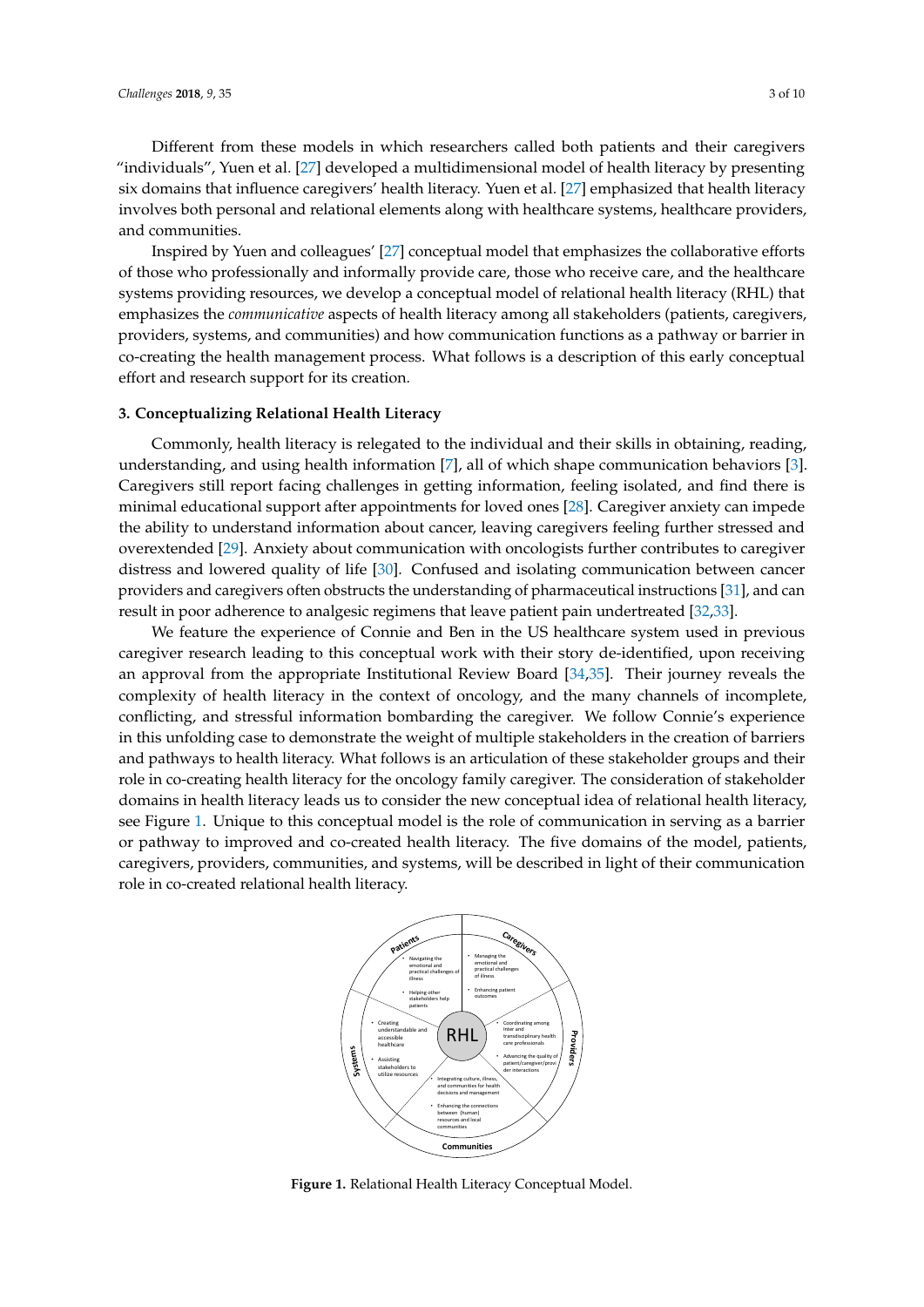Different from these models in which researchers called both patients and their caregivers "individuals", Yuen et al. [27] developed a multidimensional model of health literacy by presenting six domains that influence caregivers' health literacy. Yuen et al. [27] emphasized that health literacy involves both personal and relational elements along with healthcare systems, healthcare providers, and communities.

Inspired by Yuen and colleagues' [27] conceptual model that emphasizes the collaborative efforts of those who professionally and informally provide care, those who receive care, and the healthcare systems providing resources, we develop a conceptual model of relational health literacy (RHL) that emphasizes the *communicative* aspects of health literacy among all stakeholders (patients, caregivers, providers, systems, and communities) and how communication functions as a pathway or barrier in co-creating the health management process. What follows is a description of this early conceptual effort and research support for its creation.

## 3. Conceptualizing Relational Health Literacy

Commonly, health literacy is relegated to the individual and their skills in obtaining, reading, understanding, and using health information [7], all of which shape communication behaviors [3]. Caregivers still report facing challenges in getting information, feeling isolated, and find there is minimal educational support after appointments for loved ones [28]. Caregiver anxiety can impede the ability to understand information about cancer, leaving caregivers feeling further stressed and overextended [29]. Anxiety about communication with oncologists further contributes to caregiver distress and lowered quality of life [30]. Confused and isolating communication between cancer providers and caregivers often obstructs the understanding of pharmaceutical instructions [31], and can result in poor adherence to analgesic regimens that leave patient pain undertreated [32,33].

We feature the experience of Connie and Ben in the US healthcare system used in previous caregiver research leading to this conceptual work with their story de-identified, upon receiving an approval from the appropriate Institutional Review Board [34,35]. Their journey reveals the complexity of health literacy in the context of oncology, and the many channels of incomplete, conflicting, and stressful information bombarding the caregiver. We follow Connie's experience in this unfolding case to demonstrate the weight of multiple stakeholders in the creation of barriers and pathways to health literacy. What follows is an articulation of these stakeholder groups and their role in co-creating health literacy for the oncology family caregiver. The consideration of stakeholder domains in health literacy leads us to consider the new conceptual idea of relational health literacy, see Figure 1. Unique to this conceptual model is the role of communication in serving as a barrier or pathway to improved and co-created health literacy. The five domains of the model, patients, caregivers, providers, communities, and systems, will be described in light of their communication role in co-created relational health literacy.

**Figure 1.** Relational Health Literacy Conceptual Model.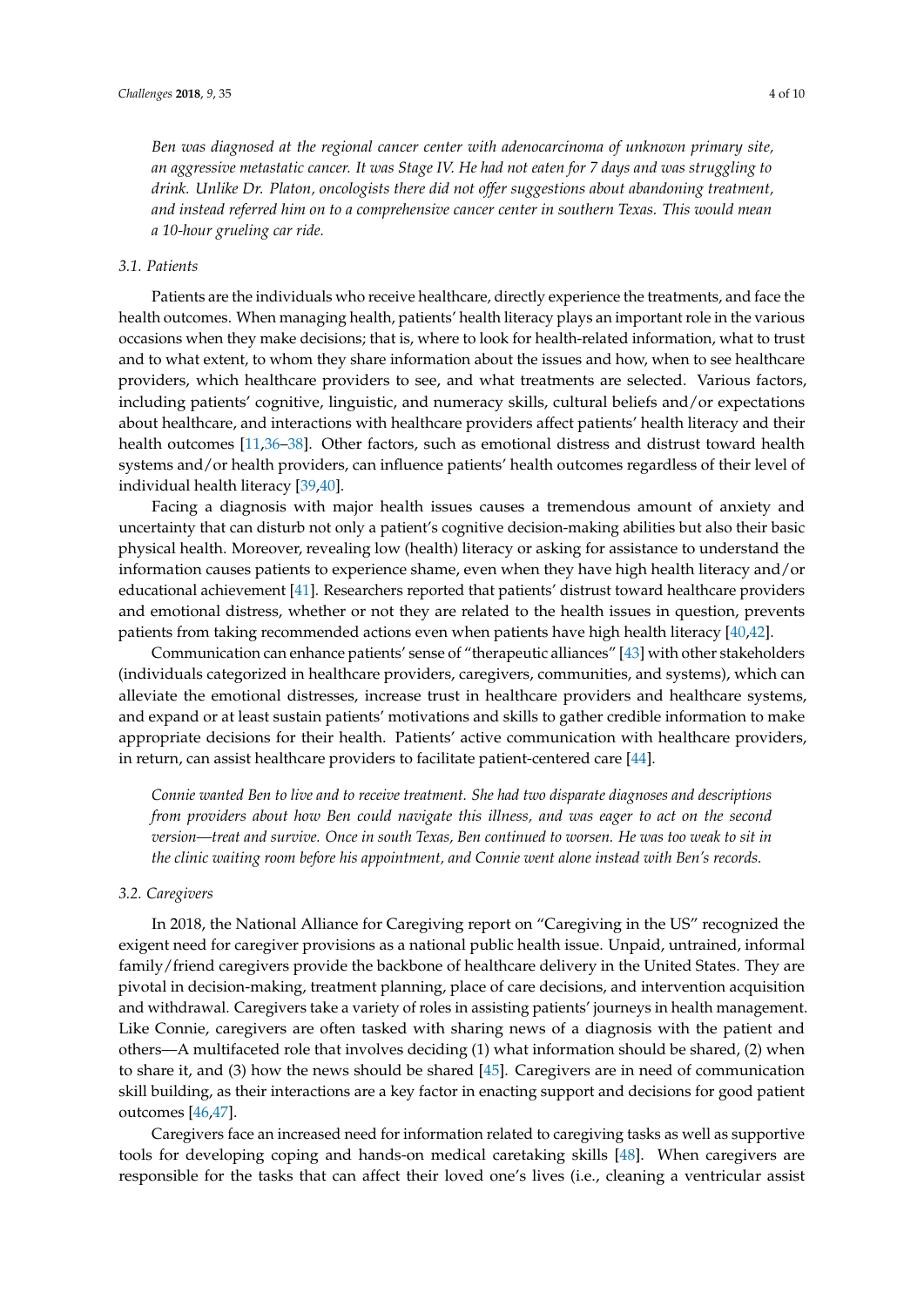*Ben was diagnosed at the regional cancer center with adenocarcinoma of unknown primary site, an aggressive metastatic cancer. It was Stage IV. He had not eaten for 7 days and was struggling to drink. Unlike Dr. Platon, oncologists there did not offer suggestions about abandoning treatment, and instead referred him on to a comprehensive cancer center in southern Texas. This would mean a 10-hour grueling car ride.*

### *3.1. Patients*

Patients are the individuals who receive healthcare, directly experience the treatments, and face the health outcomes. When managing health, patients' health literacy plays an important role in the various occasions when they make decisions; that is, where to look for health-related information, what to trust and to what extent, to whom they share information about the issues and how, when to see healthcare providers, which healthcare providers to see, and what treatments are selected. Various factors, including patients' cognitive, linguistic, and numeracy skills, cultural beliefs and/or expectations about healthcare, and interactions with healthcare providers affect patients' health literacy and their health outcomes [11,36–38]. Other factors, such as emotional distress and distrust toward health systems and/or health providers, can influence patients' health outcomes regardless of their level of individual health literacy [39,40].

Facing a diagnosis with major health issues causes a tremendous amount of anxiety and uncertainty that can disturb not only a patient's cognitive decision-making abilities but also their basic physical health. Moreover, revealing low (health) literacy or asking for assistance to understand the information causes patients to experience shame, even when they have high health literacy and/or educational achievement [41]. Researchers reported that patients' distrust toward healthcare providers and emotional distress, whether or not they are related to the health issues in question, prevents patients from taking recommended actions even when patients have high health literacy [40,42].

Communication can enhance patients' sense of "therapeutic alliances" [43] with other stakeholders (individuals categorized in healthcare providers, caregivers, communities, and systems), which can alleviate the emotional distresses, increase trust in healthcare providers and healthcare systems, and expand or at least sustain patients' motivations and skills to gather credible information to make appropriate decisions for their health. Patients' active communication with healthcare providers, in return, can assist healthcare providers to facilitate patient-centered care [44].

*Connie wanted Ben to live and to receive treatment. She had two disparate diagnoses and descriptions from providers about how Ben could navigate this illness, and was eager to act on the second version—treat and survive. Once in south Texas, Ben continued to worsen. He was too weak to sit in the clinic waiting room before his appointment, and Connie went alone instead with Ben's records.*

### *3.2. Caregivers*

In 2018, the National Alliance for Caregiving report on "Caregiving in the US" recognized the exigent need for caregiver provisions as a national public health issue. Unpaid, untrained, informal family/friend caregivers provide the backbone of healthcare delivery in the United States. They are pivotal in decision-making, treatment planning, place of care decisions, and intervention acquisition and withdrawal. Caregivers take a variety of roles in assisting patients' journeys in health management. Like Connie, caregivers are often tasked with sharing news of a diagnosis with the patient and others—A multifaceted role that involves deciding (1) what information should be shared, (2) when to share it, and (3) how the news should be shared [45]. Caregivers are in need of communication skill building, as their interactions are a key factor in enacting support and decisions for good patient outcomes [46,47].

Caregivers face an increased need for information related to caregiving tasks as well as supportive tools for developing coping and hands-on medical caretaking skills [48]. When caregivers are responsible for the tasks that can affect their loved one's lives (i.e., cleaning a ventricular assist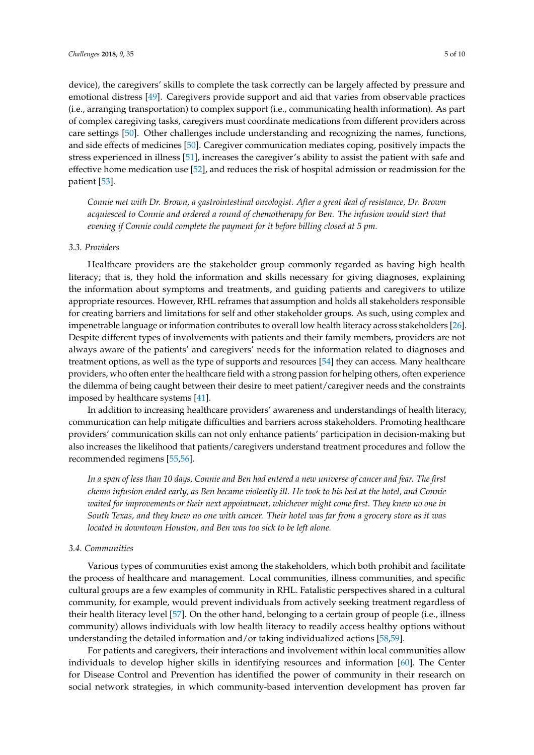device), the caregivers' skills to complete the task correctly can be largely affected by pressure and emotional distress [49]. Caregivers provide support and aid that varies from observable practices (i.e., arranging transportation) to complex support (i.e., communicating health information). As part of complex caregiving tasks, caregivers must coordinate medications from different providers across care settings [50]. Other challenges include understanding and recognizing the names, functions, and side effects of medicines [50]. Caregiver communication mediates coping, positively impacts the stress experienced in illness [51], increases the caregiver's ability to assist the patient with safe and effective home medication use [52], and reduces the risk of hospital admission or readmission for the patient [53].

*Connie met with Dr. Brown, a gastrointestinal oncologist. After a great deal of resistance, Dr. Brown acquiesced to Connie and ordered a round of chemotherapy for Ben. The infusion would start that evening if Connie could complete the payment for it before billing closed at 5 pm.*

### 3.3. Providers

Healthcare providers are the stakeholder group commonly regarded as having high health literacy; that is, they hold the information and skills necessary for giving diagnoses, explaining the information about symptoms and treatments, and guiding patients and caregivers to utilize appropriate resources. However, RHL reframes that assumption and holds all stakeholders responsible for creating barriers and limitations for self and other stakeholder groups. As such, using complex and impenetrable language or information contributes to overall low health literacy across stakeholders [26]. Despite different types of involvements with patients and their family members, providers are not always aware of the patients' and caregivers' needs for the information related to diagnoses and treatment options, as well as the type of supports and resources [54] they can access. Many healthcare providers, who often enter the healthcare field with a strong passion for helping others, often experience the dilemma of being caught between their desire to meet patient/caregiver needs and the constraints imposed by healthcare systems [41].

In addition to increasing healthcare providers' awareness and understandings of health literacy, communication can help mitigate difficulties and barriers across stakeholders. Promoting healthcare providers' communication skills can not only enhance patients' participation in decision-making but also increases the likelihood that patients/caregivers understand treatment procedures and follow the recommended regimens [55,56].

*In a span of less than 10 days, Connie and Ben had entered a new universe of cancer and fear. The first chemo infusion ended early, as Ben became violently ill. He took to his bed at the hotel, and Connie waited for improvements or their next appointment, whichever might come first. They knew no one in South Texas, and they knew no one with cancer. Their hotel was far from a grocery store as it was located in downtown Houston, and Ben was too sick to be left alone.*

### 3.4. Communities

Various types of communities exist among the stakeholders, which both prohibit and facilitate the process of healthcare and management. Local communities, illness communities, and specific cultural groups are a few examples of community in RHL. Fatalistic perspectives shared in a cultural community, for example, would prevent individuals from actively seeking treatment regardless of their health literacy level [57]. On the other hand, belonging to a certain group of people (i.e., illness community) allows individuals with low health literacy to readily access healthy options without understanding the detailed information and/or taking individualized actions [58,59].

For patients and caregivers, their interactions and involvement within local communities allow individuals to develop higher skills in identifying resources and information [60]. The Center for Disease Control and Prevention has identified the power of community in their research on social network strategies, in which community-based intervention development has proven far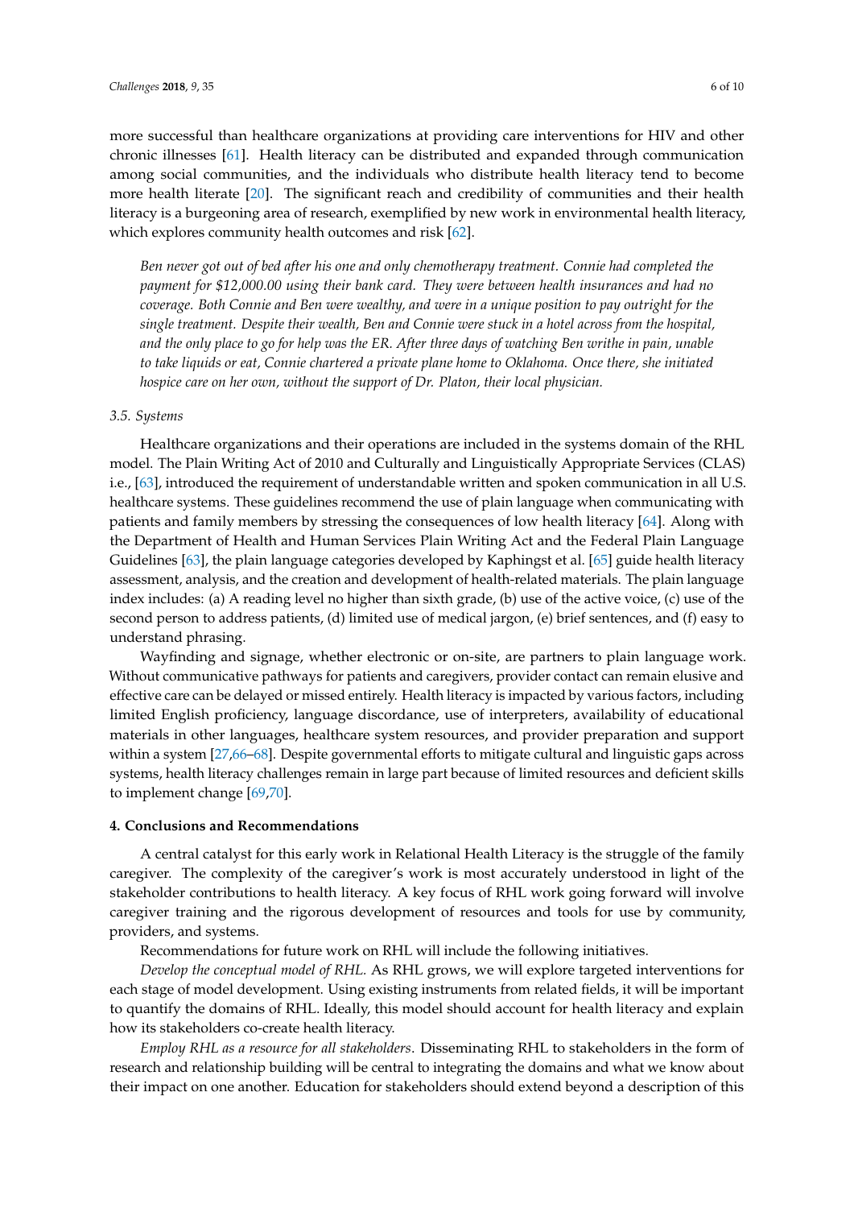more successful than healthcare organizations at providing care interventions for HIV and other chronic illnesses [61]. Health literacy can be distributed and expanded through communication among social communities, and the individuals who distribute health literacy tend to become more health literate [20]. The significant reach and credibility of communities and their health literacy is a burgeoning area of research, exemplified by new work in environmental health literacy, which explores community health outcomes and risk [62].

*Ben never got out of bed after his one and only chemotherapy treatment. Connie had completed the payment for $12,000.00 using their bank card. They were between health insurances and had no coverage. Both Connie and Ben were wealthy, and were in a unique position to pay outright for the single treatment. Despite their wealth, Ben and Connie were stuck in a hotel across from the hospital, and the only place to go for help was the ER. After three days of watching Ben writhe in pain, unable to take liquids or eat, Connie chartered a private plane home to Oklahoma. Once there, she initiated hospice care on her own, without the support of Dr. Platon, their local physician.*

### 3.5. Systems

Healthcare organizations and their operations are included in the systems domain of the RHL model. The Plain Writing Act of 2010 and Culturally and Linguistically Appropriate Services (CLAS) i.e., [63], introduced the requirement of understandable written and spoken communication in all U.S. healthcare systems. These guidelines recommend the use of plain language when communicating with patients and family members by stressing the consequences of low health literacy [64]. Along with the Department of Health and Human Services Plain Writing Act and the Federal Plain Language Guidelines [63], the plain language categories developed by Kaphingst et al. [65] guide health literacy assessment, analysis, and the creation and development of health-related materials. The plain language index includes: (a) A reading level no higher than sixth grade, (b) use of the active voice, (c) use of the second person to address patients, (d) limited use of medical jargon, (e) brief sentences, and (f) easy to understand phrasing.

Wayfinding and signage, whether electronic or on-site, are partners to plain language work. Without communicative pathways for patients and caregivers, provider contact can remain elusive and effective care can be delayed or missed entirely. Health literacy is impacted by various factors, including limited English proficiency, language discordance, use of interpreters, availability of educational materials in other languages, healthcare system resources, and provider preparation and support within a system [27,66–68]. Despite governmental efforts to mitigate cultural and linguistic gaps across systems, health literacy challenges remain in large part because of limited resources and deficient skills to implement change [69,70].

## 4. Conclusions and Recommendations

A central catalyst for this early work in Relational Health Literacy is the struggle of the family caregiver. The complexity of the caregiver's work is most accurately understood in light of the stakeholder contributions to health literacy. A key focus of RHL work going forward will involve caregiver training and the rigorous development of resources and tools for use by community, providers, and systems.

Recommendations for future work on RHL will include the following initiatives.

*Develop the conceptual model of RHL.* As RHL grows, we will explore targeted interventions for each stage of model development. Using existing instruments from related fields, it will be important to quantify the domains of RHL. Ideally, this model should account for health literacy and explain how its stakeholders co-create health literacy.

*Employ RHL as a resource for all stakeholders*. Disseminating RHL to stakeholders in the form of research and relationship building will be central to integrating the domains and what we know about their impact on one another. Education for stakeholders should extend beyond a description of this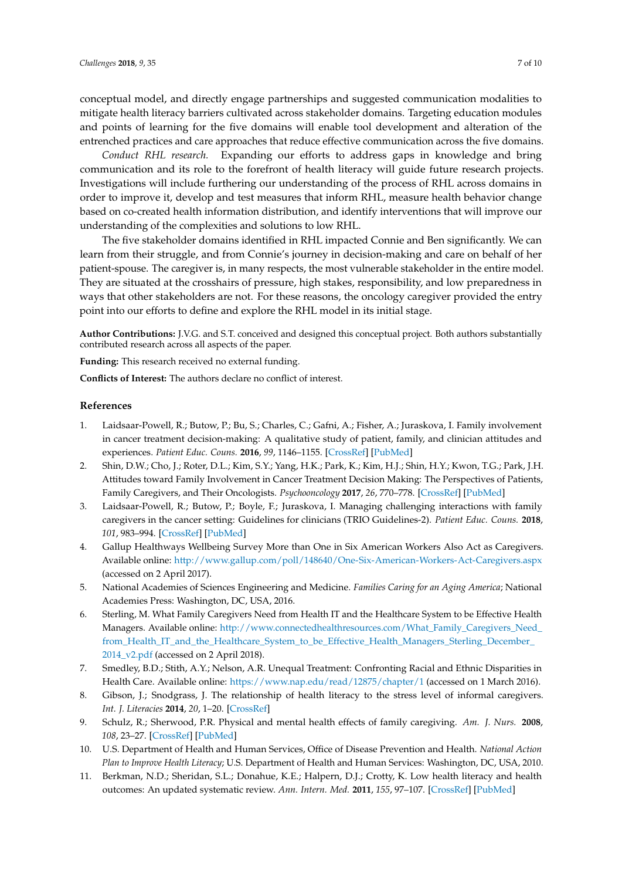conceptual model, and directly engage partnerships and suggested communication modalities to mitigate health literacy barriers cultivated across stakeholder domains. Targeting education modules and points of learning for the five domains will enable tool development and alteration of the entrenched practices and care approaches that reduce effective communication across the five domains.

*Conduct RHL research.* Expanding our efforts to address gaps in knowledge and bring communication and its role to the forefront of health literacy will guide future research projects. Investigations will include furthering our understanding of the process of RHL across domains in order to improve it, develop and test measures that inform RHL, measure health behavior change based on co-created health information distribution, and identify interventions that will improve our understanding of the complexities and solutions to low RHL.

The five stakeholder domains identified in RHL impacted Connie and Ben significantly. We can learn from their struggle, and from Connie's journey in decision-making and care on behalf of her patient-spouse. The caregiver is, in many respects, the most vulnerable stakeholder in the entire model. They are situated at the crosshairs of pressure, high stakes, responsibility, and low preparedness in ways that other stakeholders are not. For these reasons, the oncology caregiver provided the entry point into our efforts to define and explore the RHL model in its initial stage.

**Author Contributions:** J.V.G. and S.T. conceived and designed this conceptual project. Both authors substantially contributed research across all aspects of the paper.

**Funding:** This research received no external funding.

**Conflicts of Interest:** The authors declare no conflict of interest.

## References

1. Laidsaar-Powell, R.; Butow, P.; Bu, S.; Charles, C.; Gafni, A.; Fisher, A.; Juraskova, I. Family involvement in cancer treatment decision-making: A qualitative study of patient, family, and clinician attitudes and experiences. *Patient Educ. Couns.* **2016**, *99*, 1146–1155. [CrossRef] [PubMed]
2. Shin, D.W.; Cho, J.; Roter, D.L.; Kim, S.Y.; Yang, H.K.; Park, K.; Kim, H.J.; Shin, H.Y.; Kwon, T.G.; Park, J.H. Attitudes toward Family Involvement in Cancer Treatment Decision Making: The Perspectives of Patients, Family Caregivers, and Their Oncologists. *Psychooncology* **2017**, *26*, 770–778. [CrossRef] [PubMed]
3. Laidsaar-Powell, R.; Butow, P.; Boyle, F.; Juraskova, I. Managing challenging interactions with family caregivers in the cancer setting: Guidelines for clinicians (TRIO Guidelines-2). *Patient Educ. Couns.* **2018**, *101*, 983–994. [CrossRef] [PubMed]
4. Gallup Healthways Wellbeing Survey More than One in Six American Workers Also Act as Caregivers. Available online: http://www.gallup.com/poll/148640/One-Six-American-Workers-Act-Caregivers.aspx (accessed on 2 April 2017).
5. National Academies of Sciences Engineering and Medicine. *Families Caring for an Aging America*; National Academies Press: Washington, DC, USA, 2016.
6. Sterling, M. What Family Caregivers Need from Health IT and the Healthcare System to be Effective Health Managers. Available online: http://www.connectedhealthresources.com/What_Family_Caregivers_Need_from_Health_IT_and_the_Healthcare_System_to_be_Effective_Health_Managers_Sterling_December_2014_v2.pdf (accessed on 2 April 2018).
7. Smedley, B.D.; Stith, A.Y.; Nelson, A.R. Unequal Treatment: Confronting Racial and Ethnic Disparities in Health Care. Available online: https://www.nap.edu/read/12875/chapter/1 (accessed on 1 March 2016).
8. Gibson, J.; Snodgrass, J. The relationship of health literacy to the stress level of informal caregivers. *Int. J. Literacies* **2014**, *20*, 1–20. [CrossRef]
9. Schulz, R.; Sherwood, P.R. Physical and mental health effects of family caregiving. *Am. J. Nurs.* **2008**, *108*, 23–27. [CrossRef] [PubMed]
10. U.S. Department of Health and Human Services, Office of Disease Prevention and Health. *National Action Plan to Improve Health Literacy*; U.S. Department of Health and Human Services: Washington, DC, USA, 2010.
11. Berkman, N.D.; Sheridan, S.L.; Donahue, K.E.; Halpern, D.J.; Crotty, K. Low health literacy and health outcomes: An updated systematic review. *Ann. Intern. Med.* **2011**, *155*, 97–107. [CrossRef] [PubMed]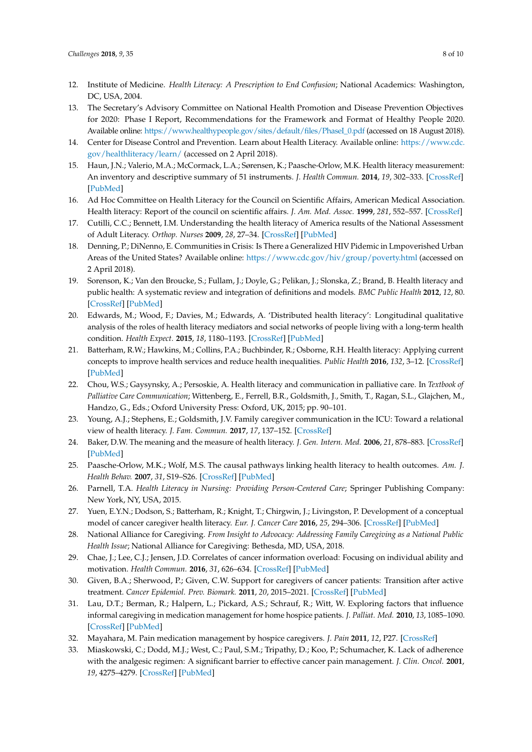12. Institute of Medicine. *Health Literacy: A Prescription to End Confusion*; National Academics: Washington, DC, USA, 2004.
13. The Secretary's Advisory Committee on National Health Promotion and Disease Prevention Objectives for 2020: Phase I Report, Recommendations for the Framework and Format of Healthy People 2020. Available online: https://www.healthypeople.gov/sites/default/files/PhaseI_0.pdf (accessed on 18 August 2018).
14. Center for Disease Control and Prevention. Learn about Health Literacy. Available online: https://www.cdc.gov/healthliteracy/learn/ (accessed on 2 April 2018).
15. Haun, J.N.; Valerio, M.A.; McCormack, L.A.; Sørensen, K.; Paasche-Orlow, M.K. Health literacy measurement: An inventory and descriptive summary of 51 instruments. *J. Health Commun.* **2014**, *19*, 302–333. [CrossRef] [PubMed]
16. Ad Hoc Committee on Health Literacy for the Council on Scientific Affairs, American Medical Association. Health literacy: Report of the council on scientific affairs. *J. Am. Med. Assoc.* **1999**, *281*, 552–557. [CrossRef]
17. Cutilli, C.C.; Bennett, I.M. Understanding the health literacy of America results of the National Assessment of Adult Literacy. *Orthop. Nurses* **2009**, *28*, 27–34. [CrossRef] [PubMed]
18. Denning, P.; DiNenno, E. Communities in Crisis: Is There a Generalized HIV Pidemic in Lmpoverished Urban Areas of the United States? Available online: https://www.cdc.gov/hiv/group/poverty.html (accessed on 2 April 2018).
19. Sorenson, K.; Van den Broucke, S.; Fullam, J.; Doyle, G.; Pelikan, J.; Slonska, Z.; Brand, B. Health literacy and public health: A systematic review and integration of definitions and models. *BMC Public Health* **2012**, *12*, 80. [CrossRef] [PubMed]
20. Edwards, M.; Wood, F.; Davies, M.; Edwards, A. 'Distributed health literacy': Longitudinal qualitative analysis of the roles of health literacy mediators and social networks of people living with a long-term health condition. *Health Expect.* **2015**, *18*, 1180–1193. [CrossRef] [PubMed]
21. Batterham, R.W.; Hawkins, M.; Collins, P.A.; Buchbinder, R.; Osborne, R.H. Health literacy: Applying current concepts to improve health services and reduce health inequalities. *Public Health* **2016**, *132*, 3–12. [CrossRef] [PubMed]
22. Chou, W.S.; Gaysynsky, A.; Persoskie, A. Health literacy and communication in palliative care. In *Textbook of Palliative Care Communication*; Wittenberg, E., Ferrell, B.R., Goldsmith, J., Smith, T., Ragan, S.L., Glajchen, M., Handzo, G., Eds.; Oxford University Press: Oxford, UK, 2015; pp. 90–101.
23. Young, A.J.; Stephens, E.; Goldsmith, J.V. Family caregiver communication in the ICU: Toward a relational view of health literacy. *J. Fam. Commun.* **2017**, *17*, 137–152. [CrossRef]
24. Baker, D.W. The meaning and the measure of health literacy. *J. Gen. Intern. Med.* **2006**, *21*, 878–883. [CrossRef] [PubMed]
25. Paasche-Orlow, M.K.; Wolf, M.S. The causal pathways linking health literacy to health outcomes. *Am. J. Health Behav.* **2007**, *31*, S19–S26. [CrossRef] [PubMed]
26. Parnell, T.A. *Health Literacy in Nursing: Providing Person-Centered Care*; Springer Publishing Company: New York, NY, USA, 2015.
27. Yuen, E.Y.N.; Dodson, S.; Batterham, R.; Knight, T.; Chirgwin, J.; Livingston, P. Development of a conceptual model of cancer caregiver health literacy. *Eur. J. Cancer Care* **2016**, *25*, 294–306. [CrossRef] [PubMed]
28. National Alliance for Caregiving. *From Insight to Advocacy: Addressing Family Caregiving as a National Public Health Issue*; National Alliance for Caregiving: Bethesda, MD, USA, 2018.
29. Chae, J.; Lee, C.J.; Jensen, J.D. Correlates of cancer information overload: Focusing on individual ability and motivation. *Health Commun.* **2016**, *31*, 626–634. [CrossRef] [PubMed]
30. Given, B.A.; Sherwood, P.; Given, C.W. Support for caregivers of cancer patients: Transition after active treatment. *Cancer Epidemiol. Prev. Biomark.* **2011**, *20*, 2015–2021. [CrossRef] [PubMed]
31. Lau, D.T.; Berman, R.; Halpern, L.; Pickard, A.S.; Schrauf, R.; Witt, W. Exploring factors that influence informal caregiving in medication management for home hospice patients. *J. Palliat. Med.* **2010**, *13*, 1085–1090. [CrossRef] [PubMed]
32. Mayahara, M. Pain medication management by hospice caregivers. *J. Pain* **2011**, *12*, P27. [CrossRef]
33. Miaskowski, C.; Dodd, M.J.; West, C.; Paul, S.M.; Tripathy, D.; Koo, P.; Schumacher, K. Lack of adherence with the analgesic regimen: A significant barrier to effective cancer pain management. *J. Clin. Oncol.* **2001**, *19*, 4275–4279. [CrossRef] [PubMed]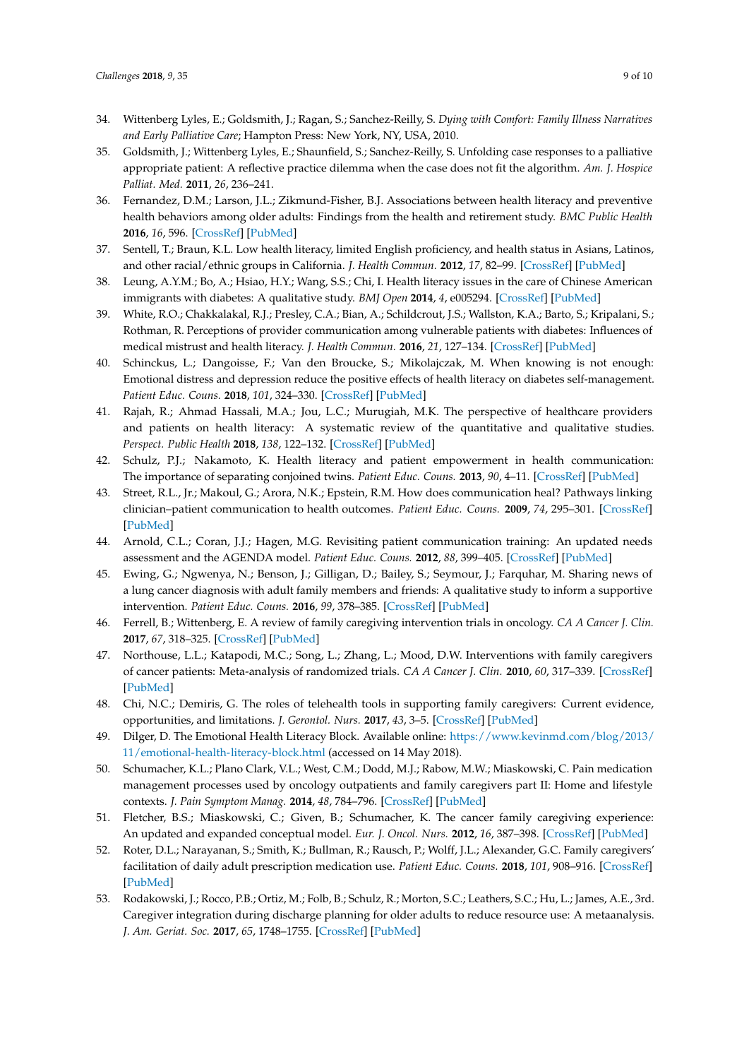34. Wittenberg Lyles, E.; Goldsmith, J.; Ragan, S.; Sanchez-Reilly, S. *Dying with Comfort: Family Illness Narratives and Early Palliative Care*; Hampton Press: New York, NY, USA, 2010.
35. Goldsmith, J.; Wittenberg Lyles, E.; Shaunfield, S.; Sanchez-Reilly, S. Unfolding case responses to a palliative appropriate patient: A reflective practice dilemma when the case does not fit the algorithm. *Am. J. Hospice Palliat. Med.* **2011**, *26*, 236–241.
36. Fernandez, D.M.; Larson, J.L.; Zikmund-Fisher, B.J. Associations between health literacy and preventive health behaviors among older adults: Findings from the health and retirement study. *BMC Public Health* **2016**, *16*, 596. [CrossRef] [PubMed]
37. Sentell, T.; Braun, K.L. Low health literacy, limited English proficiency, and health status in Asians, Latinos, and other racial/ethnic groups in California. *J. Health Commun.* **2012**, *17*, 82–99. [CrossRef] [PubMed]
38. Leung, A.Y.M.; Bo, A.; Hsiao, H.Y.; Wang, S.S.; Chi, I. Health literacy issues in the care of Chinese American immigrants with diabetes: A qualitative study. *BMJ Open* **2014**, *4*, e005294. [CrossRef] [PubMed]
39. White, R.O.; Chakkalakal, R.J.; Presley, C.A.; Bian, A.; Schildcrout, J.S.; Wallston, K.A.; Barto, S.; Kripalani, S.; Rothman, R. Perceptions of provider communication among vulnerable patients with diabetes: Influences of medical mistrust and health literacy. *J. Health Commun.* **2016**, *21*, 127–134. [CrossRef] [PubMed]
40. Schinckus, L.; Dangoisse, F.; Van den Broucke, S.; Mikolajczak, M. When knowing is not enough: Emotional distress and depression reduce the positive effects of health literacy on diabetes self-management. *Patient Educ. Couns.* **2018**, *101*, 324–330. [CrossRef] [PubMed]
41. Rajah, R.; Ahmad Hassali, M.A.; Jou, L.C.; Murugiah, M.K. The perspective of healthcare providers and patients on health literacy: A systematic review of the quantitative and qualitative studies. *Perspect. Public Health* **2018**, *138*, 122–132. [CrossRef] [PubMed]
42. Schulz, P.J.; Nakamoto, K. Health literacy and patient empowerment in health communication: The importance of separating conjoined twins. *Patient Educ. Couns.* **2013**, *90*, 4–11. [CrossRef] [PubMed]
43. Street, R.L., Jr.; Makoul, G.; Arora, N.K.; Epstein, R.M. How does communication heal? Pathways linking clinician–patient communication to health outcomes. *Patient Educ. Couns.* **2009**, *74*, 295–301. [CrossRef] [PubMed]
44. Arnold, C.L.; Coran, J.J.; Hagen, M.G. Revisiting patient communication training: An updated needs assessment and the AGENDA model. *Patient Educ. Couns.* **2012**, *88*, 399–405. [CrossRef] [PubMed]
45. Ewing, G.; Ngwenya, N.; Benson, J.; Gilligan, D.; Bailey, S.; Seymour, J.; Farquhar, M. Sharing news of a lung cancer diagnosis with adult family members and friends: A qualitative study to inform a supportive intervention. *Patient Educ. Couns.* **2016**, *99*, 378–385. [CrossRef] [PubMed]
46. Ferrell, B.; Wittenberg, E. A review of family caregiving intervention trials in oncology. *CA A Cancer J. Clin.* **2017**, *67*, 318–325. [CrossRef] [PubMed]
47. Northouse, L.L.; Katapodi, M.C.; Song, L.; Zhang, L.; Mood, D.W. Interventions with family caregivers of cancer patients: Meta-analysis of randomized trials. *CA A Cancer J. Clin.* **2010**, *60*, 317–339. [CrossRef] [PubMed]
48. Chi, N.C.; Demiris, G. The roles of telehealth tools in supporting family caregivers: Current evidence, opportunities, and limitations. *J. Gerontol. Nurs.* **2017**, *43*, 3–5. [CrossRef] [PubMed]
49. Dilger, D. The Emotional Health Literacy Block. Available online: https://www.kevinmd.com/blog/2013/11/emotional-health-literacy-block.html (accessed on 14 May 2018).
50. Schumacher, K.L.; Plano Clark, V.L.; West, C.M.; Dodd, M.J.; Rabow, M.W.; Miaskowski, C. Pain medication management processes used by oncology outpatients and family caregivers part II: Home and lifestyle contexts. *J. Pain Symptom Manag.* **2014**, *48*, 784–796. [CrossRef] [PubMed]
51. Fletcher, B.S.; Miaskowski, C.; Given, B.; Schumacher, K. The cancer family caregiving experience: An updated and expanded conceptual model. *Eur. J. Oncol. Nurs.* **2012**, *16*, 387–398. [CrossRef] [PubMed]
52. Roter, D.L.; Narayanan, S.; Smith, K.; Bullman, R.; Rausch, P.; Wolff, J.L.; Alexander, G.C. Family caregivers' facilitation of daily adult prescription medication use. *Patient Educ. Couns.* **2018**, *101*, 908–916. [CrossRef] [PubMed]
53. Rodakowski, J.; Rocco, P.B.; Ortiz, M.; Folb, B.; Schulz, R.; Morton, S.C.; Leathers, S.C.; Hu, L.; James, A.E., 3rd. Caregiver integration during discharge planning for older adults to reduce resource use: A metaanalysis. *J. Am. Geriat. Soc.* **2017**, *65*, 1748–1755. [CrossRef] [PubMed]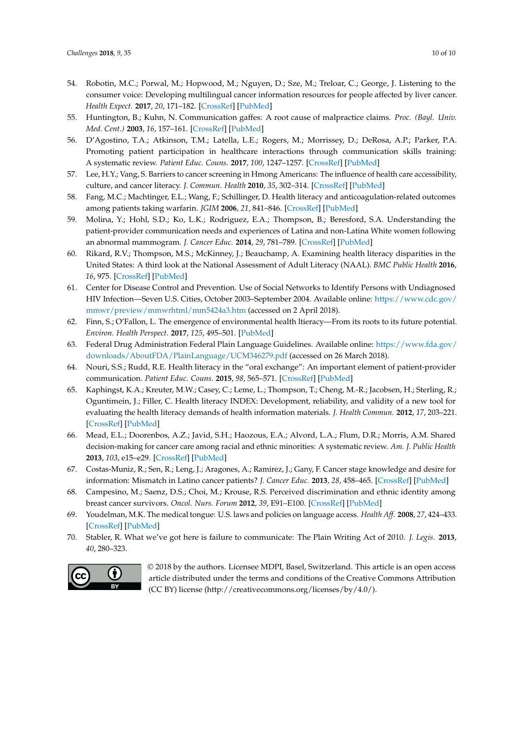54. Robotin, M.C.; Porwal, M.; Hopwood, M.; Nguyen, D.; Sze, M.; Treloar, C.; George, J. Listening to the consumer voice: Developing multilingual cancer information resources for people affected by liver cancer. *Health Expect.* **2017**, *20*, 171–182. [CrossRef] [PubMed]
55. Huntington, B.; Kuhn, N. Communication gaffes: A root cause of malpractice claims. *Proc. (Bayl. Univ. Med. Cent.)* **2003**, *16*, 157–161. [CrossRef] [PubMed]
56. D'Agostino, T.A.; Atkinson, T.M.; Latella, L.E.; Rogers, M.; Morrissey, D.; DeRosa, A.P.; Parker, P.A. Promoting patient participation in healthcare interactions through communication skills training: A systematic review. *Patient Educ. Couns.* **2017**, *100*, 1247–1257. [CrossRef] [PubMed]
57. Lee, H.Y.; Vang, S. Barriers to cancer screening in Hmong Americans: The influence of health care accessibility, culture, and cancer literacy. *J. Commun. Health* **2010**, *35*, 302–314. [CrossRef] [PubMed]
58. Fang, M.C.; Machtinger, E.L.; Wang, F.; Schillinger, D. Health literacy and anticoagulation-related outcomes among patients taking warfarin. *JGIM* **2006**, *21*, 841–846. [CrossRef] [PubMed]
59. Molina, Y.; Hohl, S.D.; Ko, L.K.; Rodriguez, E.A.; Thompson, B.; Beresford, S.A. Understanding the patient-provider communication needs and experiences of Latina and non-Latina White women following an abnormal mammogram. *J. Cancer Educ.* **2014**, *29*, 781–789. [CrossRef] [PubMed]
60. Rikard, R.V.; Thompson, M.S.; McKinney, J.; Beauchamp, A. Examining health literacy disparities in the United States: A third look at the National Assessment of Adult Literacy (NAAL). *BMC Public Health* **2016**, *16*, 975. [CrossRef] [PubMed]
61. Center for Disease Control and Prevention. Use of Social Networks to Identify Persons with Undiagnosed HIV Infection—Seven U.S. Cities, October 2003–September 2004. Available online: https://www.cdc.gov/mmwr/preview/mmwrhtml/mm5424a3.htm (accessed on 2 April 2018).
62. Finn, S.; O'Fallon, L. The emergence of environmental health ltieracy—From its roots to its future potential. *Environ. Health Perspect.* **2017**, *125*, 495–501. [PubMed]
63. Federal Drug Administration Federal Plain Language Guidelines. Available online: https://www.fda.gov/downloads/AboutFDA/PlainLanguage/UCM346279.pdf (accessed on 26 March 2018).
64. Nouri, S.S.; Rudd, R.E. Health literacy in the "oral exchange": An important element of patient-provider communication. *Patient Educ. Couns.* **2015**, *98*, 565–571. [CrossRef] [PubMed]
65. Kaphingst, K.A.; Kreuter, M.W.; Casey, C.; Leme, L.; Thompson, T.; Cheng, M.-R.; Jacobsen, H.; Sterling, R.; Oguntimein, J.; Filler, C. Health literacy INDEX: Development, reliability, and validity of a new tool for evaluating the health literacy demands of health information materials. *J. Health Commun.* **2012**, *17*, 203–221. [CrossRef] [PubMed]
66. Mead, E.L.; Doorenbos, A.Z.; Javid, S.H.; Haozous, E.A.; Alvord, L.A.; Flum, D.R.; Morris, A.M. Shared decision-making for cancer care among racial and ethnic minorities: A systematic review. *Am. J. Public Health* **2013**, *103*, e15–e29. [CrossRef] [PubMed]
67. Costas-Muniz, R.; Sen, R.; Leng, J.; Aragones, A.; Ramirez, J.; Gany, F. Cancer stage knowledge and desire for information: Mismatch in Latino cancer patients? *J. Cancer Educ.* **2013**, *28*, 458–465. [CrossRef] [PubMed]
68. Campesino, M.; Saenz, D.S.; Choi, M.; Krouse, R.S. Perceived discrimination and ethnic identity among breast cancer survivors. *Oncol. Nurs. Forum* **2012**, *39*, E91–E100. [CrossRef] [PubMed]
69. Youdelman, M.K. The medical tongue: U.S. laws and policies on language access. *Health Aff.* **2008**, *27*, 424–433. [CrossRef] [PubMed]
70. Stabler, R. What we've got here is failure to communicate: The Plain Writing Act of 2010. *J. Legis.* **2013**, *40*, 280–323.

© 2018 by the authors. Licensee MDPI, Basel, Switzerland. This article is an open access article distributed under the terms and conditions of the Creative Commons Attribution (CC BY) license (http://creativecommons.org/licenses/by/4.0/).